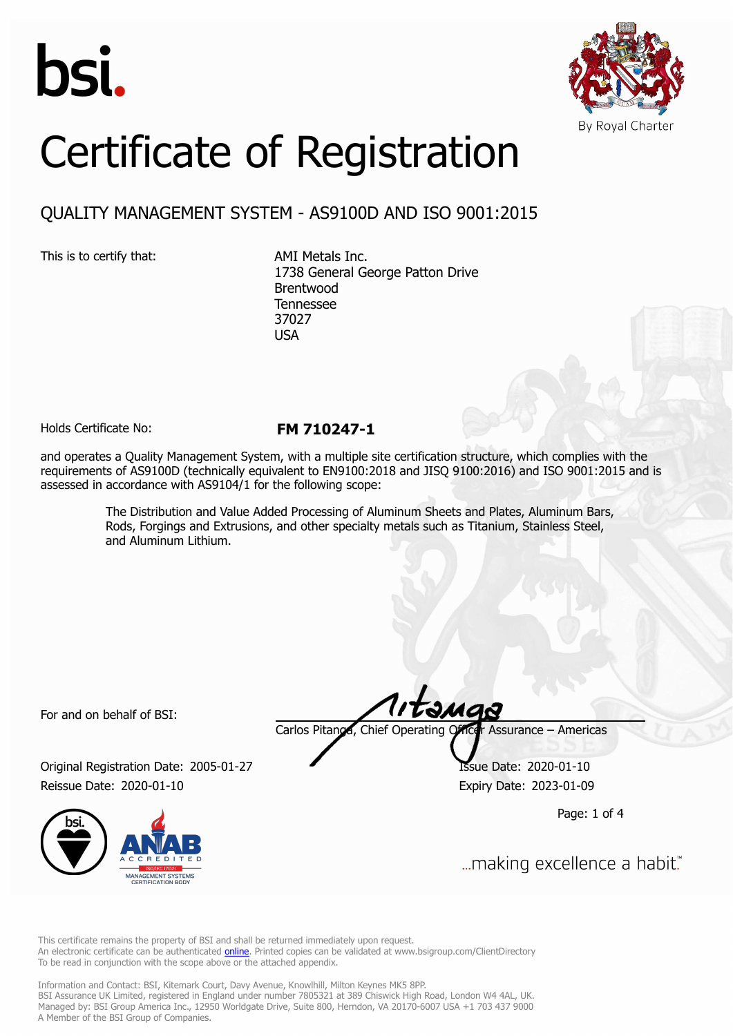bsi.

By Royal Charter

# Certificate of Registration

## QUALITY MANAGEMENT SYSTEM - AS9100D AND ISO 9001:2015

This is to certify that:

AMI Metals Inc.
1738 General George Patton Drive
Brentwood
Tennessee
37027
USA

Holds Certificate No: **FM 710247-1**

and operates a Quality Management System, with a multiple site certification structure, which complies with the requirements of AS9100D (technically equivalent to EN9100:2018 and JISQ 9100:2016) and ISO 9001:2015 and is assessed in accordance with AS9104/1 for the following scope:

> The Distribution and Value Added Processing of Aluminum Sheets and Plates, Aluminum Bars, Rods, Forgings and Extrusions, and other specialty metals such as Titanium, Stainless Steel, and Aluminum Lithium.

For and on behalf of BSI:

Carlos Pitanga, Chief Operating Officer Assurance – Americas

Original Registration Date: 2005-01-27
Issue Date: 2020-01-10
Reissue Date: 2020-01-10
Expiry Date: 2023-01-09

...making excellence a habit.™

This certificate remains the property of BSI and shall be returned immediately upon request.
An electronic certificate can be authenticated online. Printed copies can be validated at www.bsigroup.com/ClientDirectory
To be read in conjunction with the scope above or the attached appendix.

Information and Contact: BSI, Kitemark Court, Davy Avenue, Knowlhill, Milton Keynes MK5 8PP.
BSI Assurance UK Limited, registered in England under number 7805321 at 389 Chiswick High Road, London W4 4AL, UK.
Managed by: BSI Group America Inc., 12950 Worldgate Drive, Suite 800, Herndon, VA 20170-6007 USA +1 703 437 9000
A Member of the BSI Group of Companies.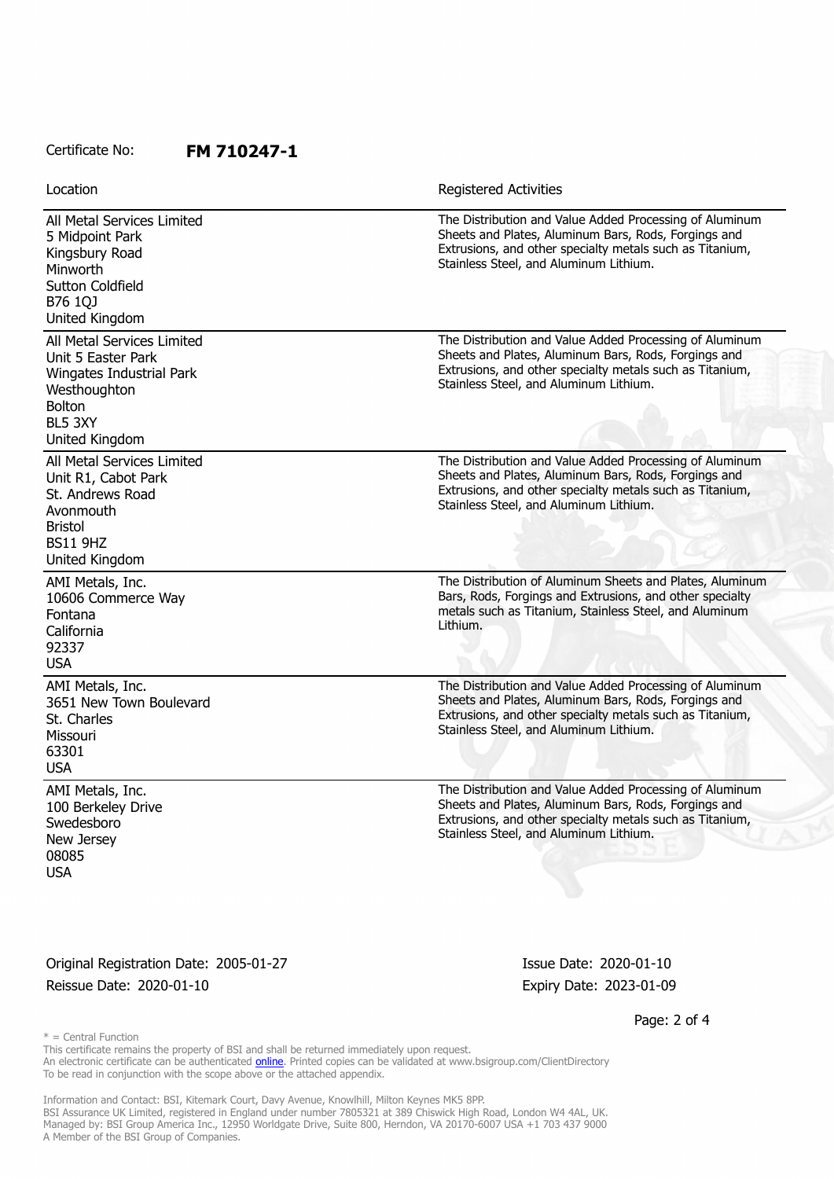Certificate No: **FM 710247-1**

| Location | Registered Activities |
| --- | --- |
| All Metal Services Limited<br>5 Midpoint Park<br>Kingsbury Road<br>Minworth<br>Sutton Coldfield<br>B76 1QJ<br>United Kingdom | The Distribution and Value Added Processing of Aluminum Sheets and Plates, Aluminum Bars, Rods, Forgings and Extrusions, and other specialty metals such as Titanium, Stainless Steel, and Aluminum Lithium. |
| All Metal Services Limited<br>Unit 5 Easter Park<br>Wingates Industrial Park<br>Westhoughton<br>Bolton<br>BL5 3XY<br>United Kingdom | The Distribution and Value Added Processing of Aluminum Sheets and Plates, Aluminum Bars, Rods, Forgings and Extrusions, and other specialty metals such as Titanium, Stainless Steel, and Aluminum Lithium. |
| All Metal Services Limited<br>Unit R1, Cabot Park<br>St. Andrews Road<br>Avonmouth<br>Bristol<br>BS11 9HZ<br>United Kingdom | The Distribution and Value Added Processing of Aluminum Sheets and Plates, Aluminum Bars, Rods, Forgings and Extrusions, and other specialty metals such as Titanium, Stainless Steel, and Aluminum Lithium. |
| AMI Metals, Inc.<br>10606 Commerce Way<br>Fontana<br>California<br>92337<br>USA | The Distribution of Aluminum Sheets and Plates, Aluminum Bars, Rods, Forgings and Extrusions, and other specialty metals such as Titanium, Stainless Steel, and Aluminum Lithium. |
| AMI Metals, Inc.<br>3651 New Town Boulevard<br>St. Charles<br>Missouri<br>63301<br>USA | The Distribution and Value Added Processing of Aluminum Sheets and Plates, Aluminum Bars, Rods, Forgings and Extrusions, and other specialty metals such as Titanium, Stainless Steel, and Aluminum Lithium. |
| AMI Metals, Inc.<br>100 Berkeley Drive<br>Swedesboro<br>New Jersey<br>08085<br>USA | The Distribution and Value Added Processing of Aluminum Sheets and Plates, Aluminum Bars, Rods, Forgings and Extrusions, and other specialty metals such as Titanium, Stainless Steel, and Aluminum Lithium. |

Original Registration Date: 2005-01-27
Reissue Date: 2020-01-10

Issue Date: 2020-01-10
Expiry Date: 2023-01-09

* = Central Function

This certificate remains the property of BSI and shall be returned immediately upon request.
An electronic certificate can be authenticated online. Printed copies can be validated at www.bsigroup.com/ClientDirectory
To be read in conjunction with the scope above or the attached appendix.

Information and Contact: BSI, Kitemark Court, Davy Avenue, Knowlhill, Milton Keynes MK5 8PP.
BSI Assurance UK Limited, registered in England under number 7805321 at 389 Chiswick High Road, London W4 4AL, UK.
Managed by: BSI Group America Inc., 12950 Worldgate Drive, Suite 800, Herndon, VA 20170-6007 USA +1 703 437 9000
A Member of the BSI Group of Companies.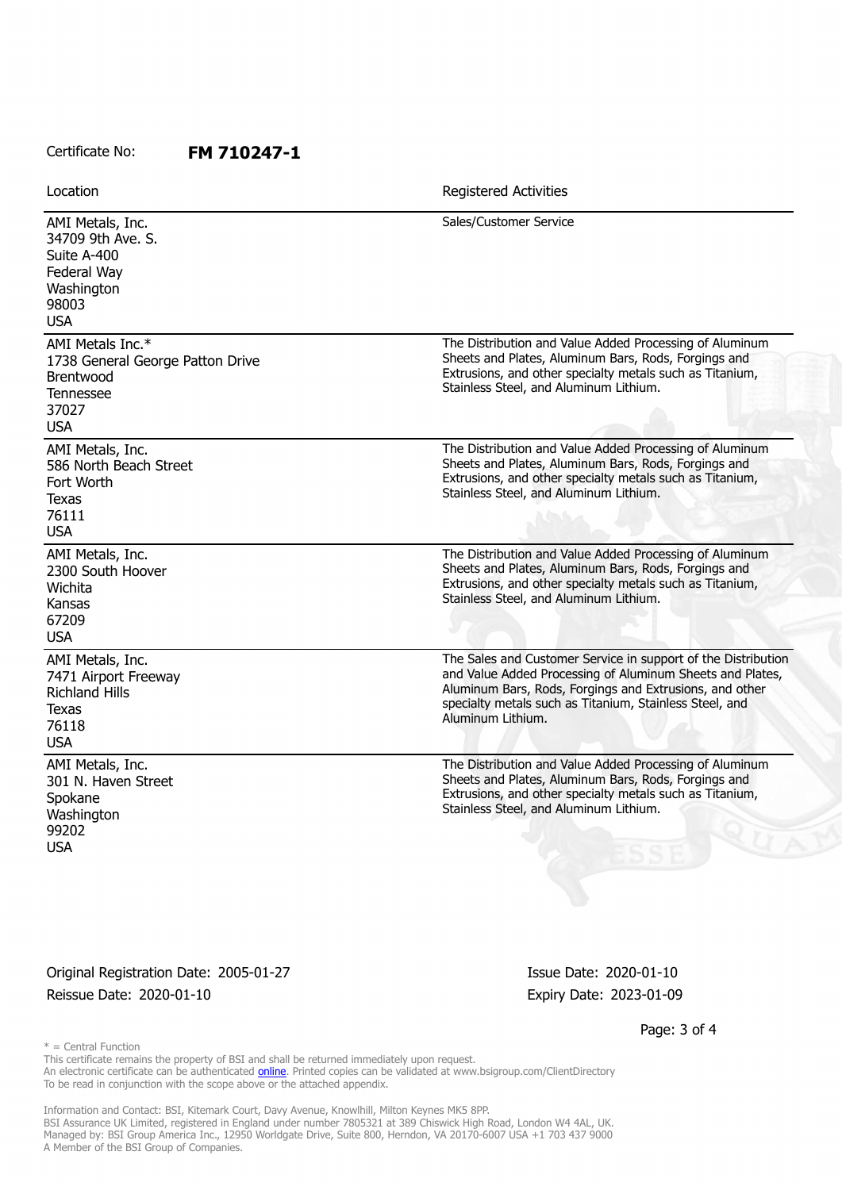Certificate No: **FM 710247-1**

| Location | Registered Activities |
|---|---|
| AMI Metals, Inc.<br>34709 9th Ave. S.<br>Suite A-400<br>Federal Way<br>Washington<br>98003<br>USA | Sales/Customer Service |
| AMI Metals Inc.*<br>1738 General George Patton Drive<br>Brentwood<br>Tennessee<br>37027<br>USA | The Distribution and Value Added Processing of Aluminum Sheets and Plates, Aluminum Bars, Rods, Forgings and Extrusions, and other specialty metals such as Titanium, Stainless Steel, and Aluminum Lithium. |
| AMI Metals, Inc.<br>586 North Beach Street<br>Fort Worth<br>Texas<br>76111<br>USA | The Distribution and Value Added Processing of Aluminum Sheets and Plates, Aluminum Bars, Rods, Forgings and Extrusions, and other specialty metals such as Titanium, Stainless Steel, and Aluminum Lithium. |
| AMI Metals, Inc.<br>2300 South Hoover<br>Wichita<br>Kansas<br>67209<br>USA | The Distribution and Value Added Processing of Aluminum Sheets and Plates, Aluminum Bars, Rods, Forgings and Extrusions, and other specialty metals such as Titanium, Stainless Steel, and Aluminum Lithium. |
| AMI Metals, Inc.<br>7471 Airport Freeway<br>Richland Hills<br>Texas<br>76118<br>USA | The Sales and Customer Service in support of the Distribution and Value Added Processing of Aluminum Sheets and Plates, Aluminum Bars, Rods, Forgings and Extrusions, and other specialty metals such as Titanium, Stainless Steel, and Aluminum Lithium. |
| AMI Metals, Inc.<br>301 N. Haven Street<br>Spokane<br>Washington<br>99202<br>USA | The Distribution and Value Added Processing of Aluminum Sheets and Plates, Aluminum Bars, Rods, Forgings and Extrusions, and other specialty metals such as Titanium, Stainless Steel, and Aluminum Lithium. |

Original Registration Date: 2005-01-27
Reissue Date: 2020-01-10

Issue Date: 2020-01-10
Expiry Date: 2023-01-09

* = Central Function

This certificate remains the property of BSI and shall be returned immediately upon request.
An electronic certificate can be authenticated online. Printed copies can be validated at www.bsigroup.com/ClientDirectory
To be read in conjunction with the scope above or the attached appendix.

Information and Contact: BSI, Kitemark Court, Davy Avenue, Knowlhill, Milton Keynes MK5 8PP.
BSI Assurance UK Limited, registered in England under number 7805321 at 389 Chiswick High Road, London W4 4AL, UK.
Managed by: BSI Group America Inc., 12950 Worldgate Drive, Suite 800, Herndon, VA 20170-6007 USA +1 703 437 9000
A Member of the BSI Group of Companies.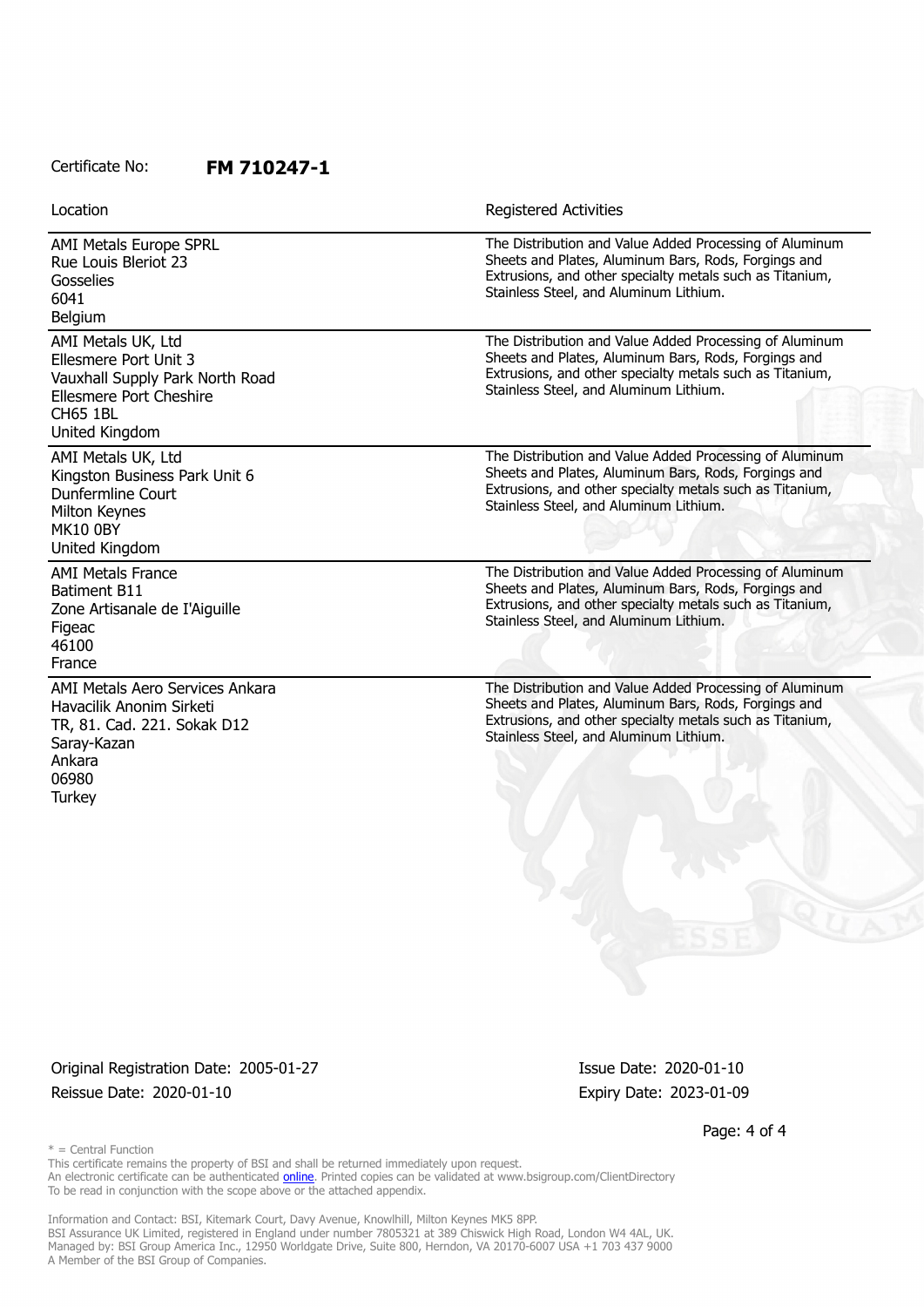Certificate No: **FM 710247-1**

| Location | Registered Activities |
| --- | --- |
| AMI Metals Europe SPRL<br>Rue Louis Bleriot 23<br>Gosselies<br>6041<br>Belgium | The Distribution and Value Added Processing of Aluminum Sheets and Plates, Aluminum Bars, Rods, Forgings and Extrusions, and other specialty metals such as Titanium, Stainless Steel, and Aluminum Lithium. |
| AMI Metals UK, Ltd<br>Ellesmere Port Unit 3<br>Vauxhall Supply Park North Road<br>Ellesmere Port Cheshire<br>CH65 1BL<br>United Kingdom | The Distribution and Value Added Processing of Aluminum Sheets and Plates, Aluminum Bars, Rods, Forgings and Extrusions, and other specialty metals such as Titanium, Stainless Steel, and Aluminum Lithium. |
| AMI Metals UK, Ltd<br>Kingston Business Park Unit 6<br>Dunfermline Court<br>Milton Keynes<br>MK10 0BY<br>United Kingdom | The Distribution and Value Added Processing of Aluminum Sheets and Plates, Aluminum Bars, Rods, Forgings and Extrusions, and other specialty metals such as Titanium, Stainless Steel, and Aluminum Lithium. |
| AMI Metals France<br>Batiment B11<br>Zone Artisanale de I'Aiguille<br>Figeac<br>46100<br>France | The Distribution and Value Added Processing of Aluminum Sheets and Plates, Aluminum Bars, Rods, Forgings and Extrusions, and other specialty metals such as Titanium, Stainless Steel, and Aluminum Lithium. |
| AMI Metals Aero Services Ankara<br>Havacilik Anonim Sirketi<br>TR, 81. Cad. 221. Sokak D12<br>Saray-Kazan<br>Ankara<br>06980<br>Turkey | The Distribution and Value Added Processing of Aluminum Sheets and Plates, Aluminum Bars, Rods, Forgings and Extrusions, and other specialty metals such as Titanium, Stainless Steel, and Aluminum Lithium. |

Original Registration Date: 2005-01-27
Reissue Date: 2020-01-10

Issue Date: 2020-01-10
Expiry Date: 2023-01-09

* = Central Function
This certificate remains the property of BSI and shall be returned immediately upon request.
An electronic certificate can be authenticated online. Printed copies can be validated at www.bsigroup.com/ClientDirectory
To be read in conjunction with the scope above or the attached appendix.

Information and Contact: BSI, Kitemark Court, Davy Avenue, Knowlhill, Milton Keynes MK5 8PP.
BSI Assurance UK Limited, registered in England under number 7805321 at 389 Chiswick High Road, London W4 4AL, UK.
Managed by: BSI Group America Inc., 12950 Worldgate Drive, Suite 800, Herndon, VA 20170-6007 USA +1 703 437 9000
A Member of the BSI Group of Companies.